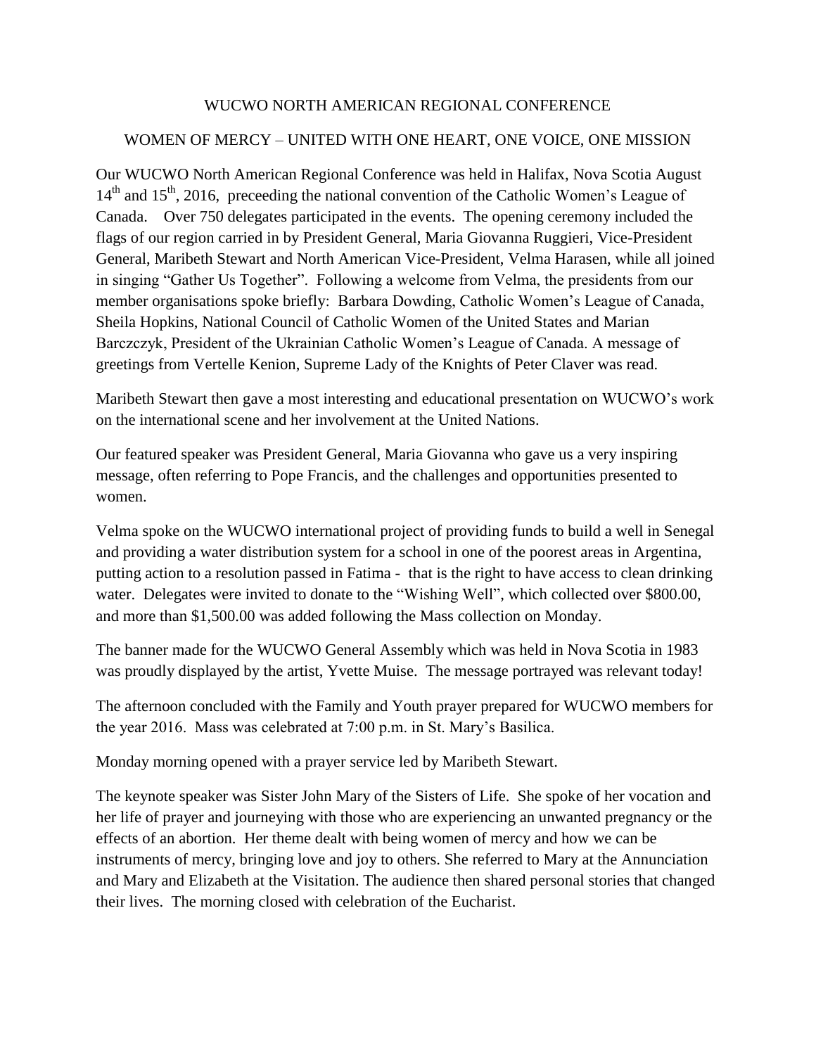# WUCWO NORTH AMERICAN REGIONAL CONFERENCE

## WOMEN OF MERCY – UNITED WITH ONE HEART, ONE VOICE, ONE MISSION

Our WUCWO North American Regional Conference was held in Halifax, Nova Scotia August 14th and 15th, 2016, preceeding the national convention of the Catholic Women's League of Canada. Over 750 delegates participated in the events. The opening ceremony included the flags of our region carried in by President General, Maria Giovanna Ruggieri, Vice-President General, Maribeth Stewart and North American Vice-President, Velma Harasen, while all joined in singing "Gather Us Together". Following a welcome from Velma, the presidents from our member organisations spoke briefly: Barbara Dowding, Catholic Women's League of Canada, Sheila Hopkins, National Council of Catholic Women of the United States and Marian Barczczyk, President of the Ukrainian Catholic Women's League of Canada. A message of greetings from Vertelle Kenion, Supreme Lady of the Knights of Peter Claver was read.

Maribeth Stewart then gave a most interesting and educational presentation on WUCWO's work on the international scene and her involvement at the United Nations.

Our featured speaker was President General, Maria Giovanna who gave us a very inspiring message, often referring to Pope Francis, and the challenges and opportunities presented to women.

Velma spoke on the WUCWO international project of providing funds to build a well in Senegal and providing a water distribution system for a school in one of the poorest areas in Argentina, putting action to a resolution passed in Fatima - that is the right to have access to clean drinking water. Delegates were invited to donate to the "Wishing Well", which collected over $800.00, and more than $1,500.00 was added following the Mass collection on Monday.

The banner made for the WUCWO General Assembly which was held in Nova Scotia in 1983 was proudly displayed by the artist, Yvette Muise. The message portrayed was relevant today!

The afternoon concluded with the Family and Youth prayer prepared for WUCWO members for the year 2016. Mass was celebrated at 7:00 p.m. in St. Mary's Basilica.

Monday morning opened with a prayer service led by Maribeth Stewart.

The keynote speaker was Sister John Mary of the Sisters of Life. She spoke of her vocation and her life of prayer and journeying with those who are experiencing an unwanted pregnancy or the effects of an abortion. Her theme dealt with being women of mercy and how we can be instruments of mercy, bringing love and joy to others. She referred to Mary at the Annunciation and Mary and Elizabeth at the Visitation. The audience then shared personal stories that changed their lives. The morning closed with celebration of the Eucharist.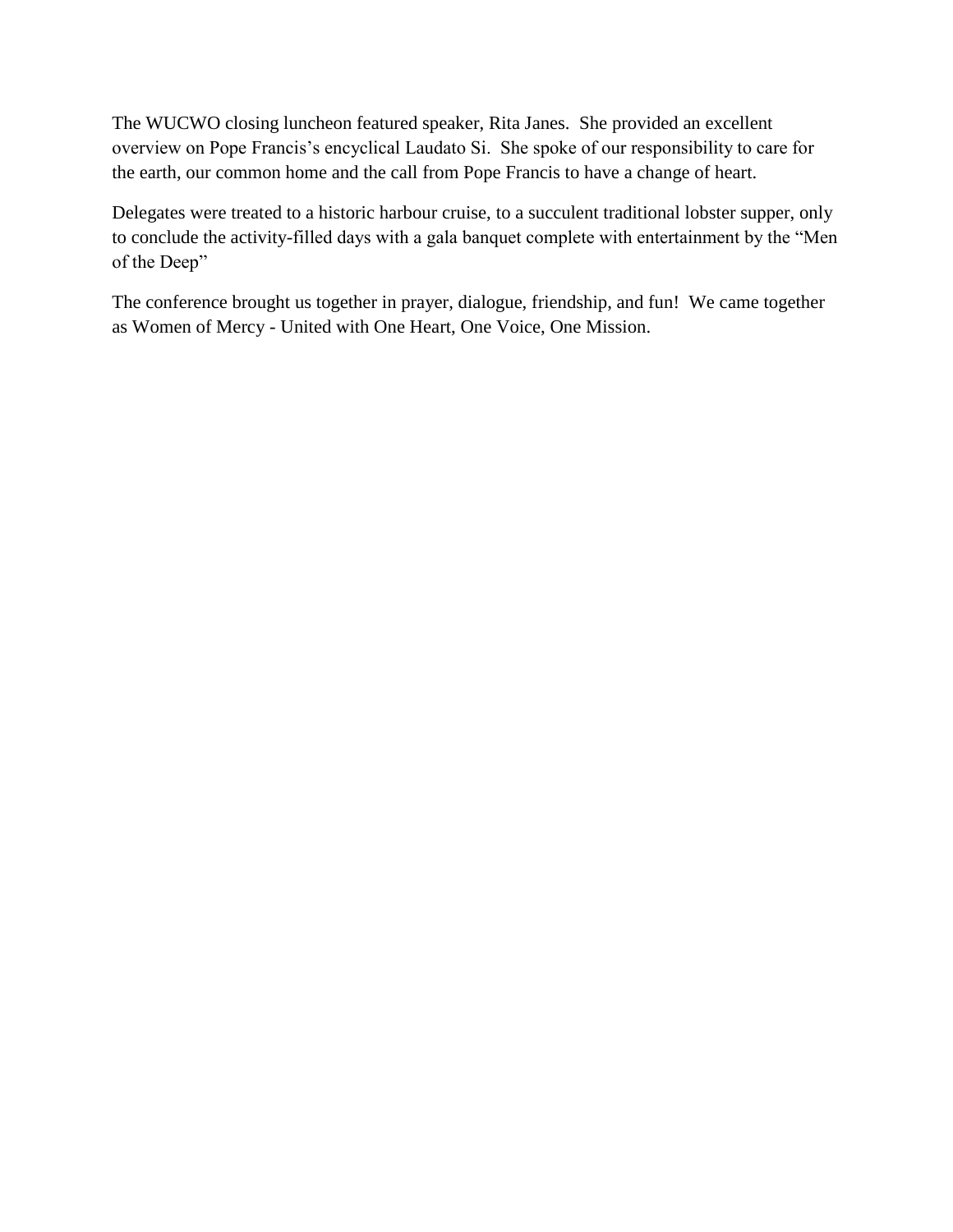The WUCWO closing luncheon featured speaker, Rita Janes. She provided an excellent overview on Pope Francis's encyclical Laudato Si. She spoke of our responsibility to care for the earth, our common home and the call from Pope Francis to have a change of heart.

Delegates were treated to a historic harbour cruise, to a succulent traditional lobster supper, only to conclude the activity-filled days with a gala banquet complete with entertainment by the "Men of the Deep"

The conference brought us together in prayer, dialogue, friendship, and fun! We came together as Women of Mercy - United with One Heart, One Voice, One Mission.